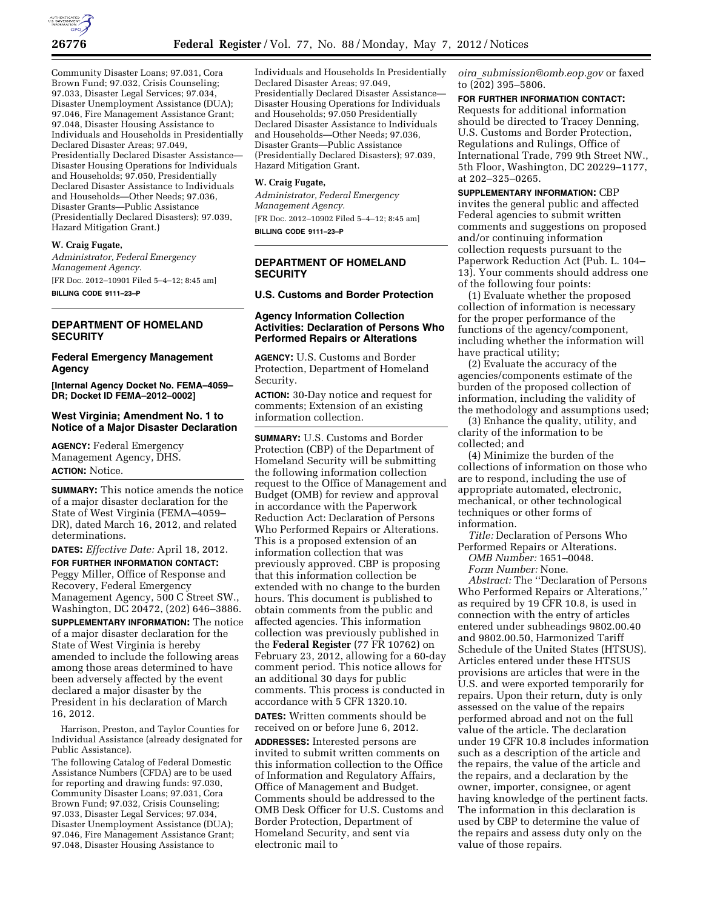Community Disaster Loans; 97.031, Cora Brown Fund; 97.032, Crisis Counseling; 97.033, Disaster Legal Services; 97.034, Disaster Unemployment Assistance (DUA); 97.046, Fire Management Assistance Grant; 97.048, Disaster Housing Assistance to Individuals and Households in Presidentially Declared Disaster Areas; 97.049, Presidentially Declared Disaster Assistance—Disaster Housing Operations for Individuals and Households; 97.050, Presidentially Declared Disaster Assistance to Individuals and Households—Other Needs; 97.036, Disaster Grants—Public Assistance (Presidentially Declared Disasters); 97.039, Hazard Mitigation Grant.)

**W. Craig Fugate,**

*Administrator, Federal Emergency Management Agency.*

[FR Doc. 2012–10901 Filed 5–4–12; 8:45 am]

**BILLING CODE 9111–23–P**

## DEPARTMENT OF HOMELAND SECURITY

### Federal Emergency Management Agency

**[Internal Agency Docket No. FEMA–4059–DR; Docket ID FEMA–2012–0002]**

### West Virginia; Amendment No. 1 to Notice of a Major Disaster Declaration

**AGENCY:** Federal Emergency Management Agency, DHS.

**ACTION:** Notice.

**SUMMARY:** This notice amends the notice of a major disaster declaration for the State of West Virginia (FEMA–4059–DR), dated March 16, 2012, and related determinations.

**DATES:** *Effective Date:* April 18, 2012.

**FOR FURTHER INFORMATION CONTACT:** Peggy Miller, Office of Response and Recovery, Federal Emergency Management Agency, 500 C Street SW., Washington, DC 20472, (202) 646–3886.

**SUPPLEMENTARY INFORMATION:** The notice of a major disaster declaration for the State of West Virginia is hereby amended to include the following areas among those areas determined to have been adversely affected by the event declared a major disaster by the President in his declaration of March 16, 2012.

Harrison, Preston, and Taylor Counties for Individual Assistance (already designated for Public Assistance).

The following Catalog of Federal Domestic Assistance Numbers (CFDA) are to be used for reporting and drawing funds: 97.030, Community Disaster Loans; 97.031, Cora Brown Fund; 97.032, Crisis Counseling; 97.033, Disaster Legal Services; 97.034, Disaster Unemployment Assistance (DUA); 97.046, Fire Management Assistance Grant; 97.048, Disaster Housing Assistance to Individuals and Households In Presidentially Declared Disaster Areas; 97.049, Presidentially Declared Disaster Assistance—Disaster Housing Operations for Individuals and Households; 97.050 Presidentially Declared Disaster Assistance to Individuals and Households—Other Needs; 97.036, Disaster Grants—Public Assistance (Presidentially Declared Disasters); 97.039, Hazard Mitigation Grant.

**W. Craig Fugate,**

*Administrator, Federal Emergency Management Agency.*

[FR Doc. 2012–10902 Filed 5–4–12; 8:45 am]

**BILLING CODE 9111–23–P**

## DEPARTMENT OF HOMELAND SECURITY

### U.S. Customs and Border Protection

### Agency Information Collection Activities: Declaration of Persons Who Performed Repairs or Alterations

**AGENCY:** U.S. Customs and Border Protection, Department of Homeland Security.

**ACTION:** 30-Day notice and request for comments; Extension of an existing information collection.

**SUMMARY:** U.S. Customs and Border Protection (CBP) of the Department of Homeland Security will be submitting the following information collection request to the Office of Management and Budget (OMB) for review and approval in accordance with the Paperwork Reduction Act: Declaration of Persons Who Performed Repairs or Alterations. This is a proposed extension of an information collection that was previously approved. CBP is proposing that this information collection be extended with no change to the burden hours. This document is published to obtain comments from the public and affected agencies. This information collection was previously published in the **Federal Register** (77 FR 10762) on February 23, 2012, allowing for a 60-day comment period. This notice allows for an additional 30 days for public comments. This process is conducted in accordance with 5 CFR 1320.10.

**DATES:** Written comments should be received on or before June 6, 2012.

**ADDRESSES:** Interested persons are invited to submit written comments on this information collection to the Office of Information and Regulatory Affairs, Office of Management and Budget. Comments should be addressed to the OMB Desk Officer for U.S. Customs and Border Protection, Department of Homeland Security, and sent via electronic mail to *oira_submission@omb.eop.gov* or faxed to (202) 395–5806.

**FOR FURTHER INFORMATION CONTACT:** Requests for additional information should be directed to Tracey Denning, U.S. Customs and Border Protection, Regulations and Rulings, Office of International Trade, 799 9th Street NW., 5th Floor, Washington, DC 20229–1177, at 202–325–0265.

**SUPPLEMENTARY INFORMATION:** CBP invites the general public and affected Federal agencies to submit written comments and suggestions on proposed and/or continuing information collection requests pursuant to the Paperwork Reduction Act (Pub. L. 104–13). Your comments should address one of the following four points:

(1) Evaluate whether the proposed collection of information is necessary for the proper performance of the functions of the agency/component, including whether the information will have practical utility;

(2) Evaluate the accuracy of the agencies/components estimate of the burden of the proposed collection of information, including the validity of the methodology and assumptions used;

(3) Enhance the quality, utility, and clarity of the information to be collected; and

(4) Minimize the burden of the collections of information on those who are to respond, including the use of appropriate automated, electronic, mechanical, or other technological techniques or other forms of information.

*Title:* Declaration of Persons Who Performed Repairs or Alterations.

*OMB Number:* 1651–0048.

*Form Number:* None.

*Abstract:* The ''Declaration of Persons Who Performed Repairs or Alterations,'' as required by 19 CFR 10.8, is used in connection with the entry of articles entered under subheadings 9802.00.40 and 9802.00.50, Harmonized Tariff Schedule of the United States (HTSUS). Articles entered under these HTSUS provisions are articles that were in the U.S. and were exported temporarily for repairs. Upon their return, duty is only assessed on the value of the repairs performed abroad and not on the full value of the article. The declaration under 19 CFR 10.8 includes information such as a description of the article and the repairs, the value of the article and the repairs, and a declaration by the owner, importer, consignee, or agent having knowledge of the pertinent facts. The information in this declaration is used by CBP to determine the value of the repairs and assess duty only on the value of those repairs.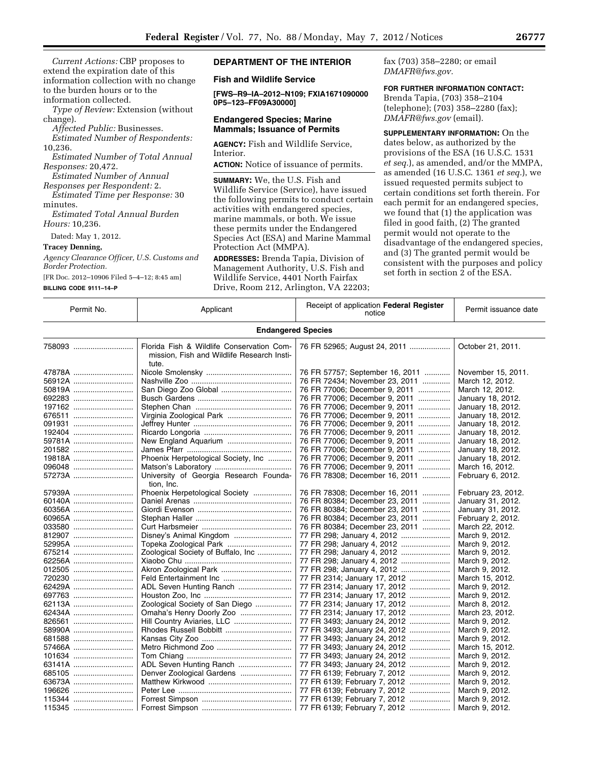*Current Actions:* CBP proposes to extend the expiration date of this information collection with no change to the burden hours or to the information collected.

*Type of Review:* Extension (without change).

*Affected Public:* Businesses.

*Estimated Number of Respondents:* 10,236.

*Estimated Number of Total Annual Responses:* 20,472.

*Estimated Number of Annual Responses per Respondent:* 2.

*Estimated Time per Response:* 30 minutes.

*Estimated Total Annual Burden Hours:* 10,236.

Dated: May 1, 2012.

**Tracey Denning,**

*Agency Clearance Officer, U.S. Customs and Border Protection.*

[FR Doc. 2012–10906 Filed 5–4–12; 8:45 am]

**BILLING CODE 9111–14–P**

## DEPARTMENT OF THE INTERIOR

### Fish and Wildlife Service

**[FWS–R9–IA–2012–N109; FXIA1671090000 0P5–123–FF09A30000]**

### Endangered Species; Marine Mammals; Issuance of Permits

**AGENCY:** Fish and Wildlife Service, Interior.

**ACTION:** Notice of issuance of permits.

**SUMMARY:** We, the U.S. Fish and Wildlife Service (Service), have issued the following permits to conduct certain activities with endangered species, marine mammals, or both. We issue these permits under the Endangered Species Act (ESA) and Marine Mammal Protection Act (MMPA).

**ADDRESSES:** Brenda Tapia, Division of Management Authority, U.S. Fish and Wildlife Service, 4401 North Fairfax Drive, Room 212, Arlington, VA 22203; fax (703) 358–2280; or email *DMAFR@fws.gov.*

**FOR FURTHER INFORMATION CONTACT:** Brenda Tapia, (703) 358–2104 (telephone); (703) 358–2280 (fax); *DMAFR@fws.gov* (email).

**SUPPLEMENTARY INFORMATION:** On the dates below, as authorized by the provisions of the ESA (16 U.S.C. 1531 *et seq.*), as amended, and/or the MMPA, as amended (16 U.S.C. 1361 *et seq.*), we issued requested permits subject to certain conditions set forth therein. For each permit for an endangered species, we found that (1) the application was filed in good faith, (2) The granted permit would not operate to the disadvantage of the endangered species, and (3) The granted permit would be consistent with the purposes and policy set forth in section 2 of the ESA.

| Permit No. | Applicant | Receipt of application **Federal Register** notice | Permit issuance date |
|---|---|---|---|
| **Endangered Species** | | | |
| 758093 | Florida Fish & Wildlife Conservation Commission, Fish and Wildlife Research Institute. | 76 FR 52965; August 24, 2011 | October 21, 2011. |
| 47878A | Nicole Smolensky | 76 FR 57757; September 16, 2011 | November 15, 2011. |
| 56912A | Nashville Zoo | 76 FR 72434; November 23, 2011 | March 12, 2012. |
| 50819A | San Diego Zoo Global | 76 FR 77006; December 9, 2011 | March 12, 2012. |
| 692283 | Busch Gardens | 76 FR 77006; December 9, 2011 | January 18, 2012. |
| 197162 | Stephen Chan | 76 FR 77006; December 9, 2011 | January 18, 2012. |
| 676511 | Virginia Zoological Park | 76 FR 77006; December 9, 2011 | January 18, 2012. |
| 091931 | Jeffrey Hunter | 76 FR 77006; December 9, 2011 | January 18, 2012. |
| 192404 | Ricardo Longoria | 76 FR 77006; December 9, 2011 | January 18, 2012. |
| 59781A | New England Aquarium | 76 FR 77006; December 9, 2011 | January 18, 2012. |
| 201582 | James Pfarr | 76 FR 77006; December 9, 2011 | January 18, 2012. |
| 19818A | Phoenix Herpetological Society, Inc | 76 FR 77006; December 9, 2011 | January 18, 2012. |
| 096048 | Matson's Laboratory | 76 FR 77006; December 9, 2011 | March 16, 2012. |
| 57273A | University of Georgia Research Foundation, Inc. | 76 FR 78308; December 16, 2011 | February 6, 2012. |
| 57939A | Phoenix Herpetological Society | 76 FR 78308; December 16, 2011 | February 23, 2012. |
| 60140A | Daniel Arenas | 76 FR 80384; December 23, 2011 | January 31, 2012. |
| 60356A | Giordi Evenson | 76 FR 80384; December 23, 2011 | January 31, 2012. |
| 60965A | Stephan Haller | 76 FR 80384; December 23, 2011 | February 2, 2012. |
| 033580 | Curt Harbsmeier | 76 FR 80384; December 23, 2011 | March 22, 2012. |
| 812907 | Disney's Animal Kingdom | 77 FR 298; January 4, 2012 | March 9, 2012. |
| 52995A | Topeka Zoological Park | 77 FR 298; January 4, 2012 | March 9, 2012. |
| 675214 | Zoological Society of Buffalo, Inc | 77 FR 298; January 4, 2012 | March 9, 2012. |
| 62256A | Xiaobo Chu | 77 FR 298; January 4, 2012 | March 9, 2012. |
| 012505 | Akron Zoological Park | 77 FR 298; January 4, 2012 | March 9, 2012. |
| 720230 | Feld Entertainment Inc | 77 FR 2314; January 17, 2012 | March 15, 2012. |
| 62429A | ADL Seven Hunting Ranch | 77 FR 2314; January 17, 2012 | March 9, 2012. |
| 697763 | Houston Zoo, Inc | 77 FR 2314; January 17, 2012 | March 9, 2012. |
| 62113A | Zoological Society of San Diego | 77 FR 2314; January 17, 2012 | March 8, 2012. |
| 62434A | Omaha's Henry Doorly Zoo | 77 FR 2314; January 17, 2012 | March 23, 2012. |
| 826561 | Hill Country Aviaries, LLC | 77 FR 3493; January 24, 2012 | March 9, 2012. |
| 58990A | Rhodes Russell Bobbitt | 77 FR 3493; January 24, 2012 | March 9, 2012. |
| 681588 | Kansas City Zoo | 77 FR 3493; January 24, 2012 | March 9, 2012. |
| 57466A | Metro Richmond Zoo | 77 FR 3493; January 24, 2012 | March 15, 2012. |
| 101634 | Tom Chiang | 77 FR 3493; January 24, 2012 | March 9, 2012. |
| 63141A | ADL Seven Hunting Ranch | 77 FR 3493; January 24, 2012 | March 9, 2012. |
| 685105 | Denver Zoological Gardens | 77 FR 6139; February 7, 2012 | March 9, 2012. |
| 63673A | Matthew Kirkwood | 77 FR 6139; February 7, 2012 | March 9, 2012. |
| 196626 | Peter Lee | 77 FR 6139; February 7, 2012 | March 9, 2012. |
| 115344 | Forrest Simpson | 77 FR 6139; February 7, 2012 | March 9, 2012. |
| 115345 | Forrest Simpson | 77 FR 6139; February 7, 2012 | March 9, 2012. |